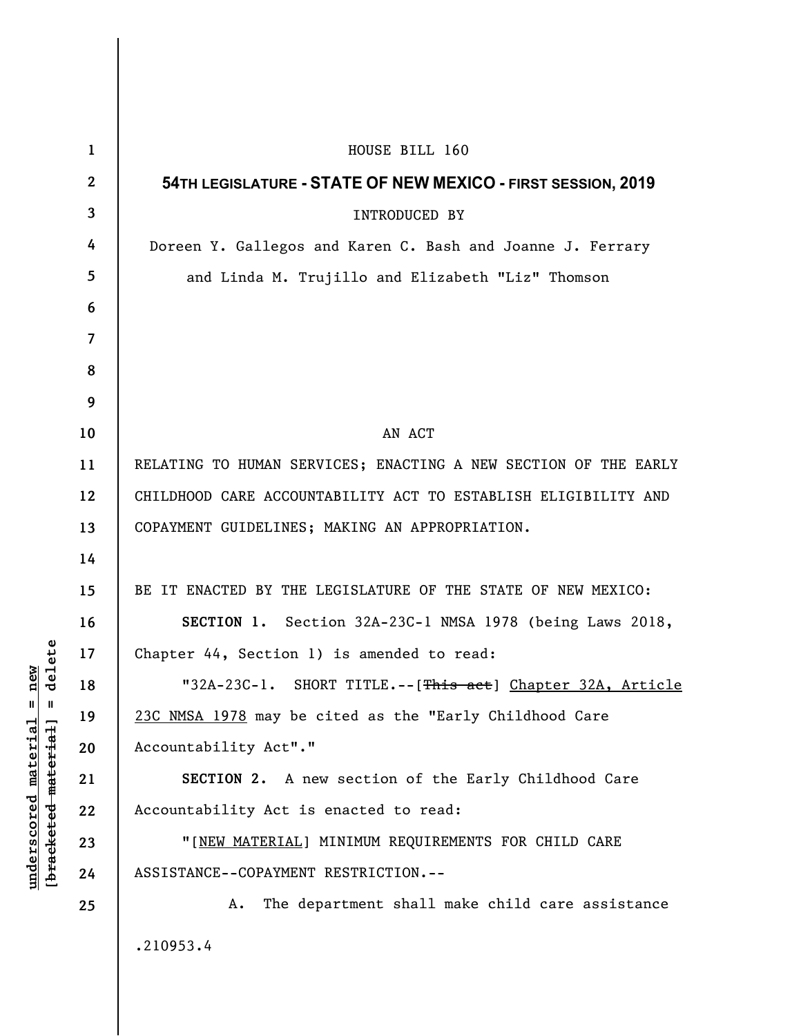HOUSE BILL 160

**54TH LEGISLATURE - STATE OF NEW MEXICO - FIRST SESSION, 2019**

INTRODUCED BY

Doreen Y. Gallegos and Karen C. Bash and Joanne J. Ferrary and Linda M. Trujillo and Elizabeth "Liz" Thomson

AN ACT

RELATING TO HUMAN SERVICES; ENACTING A NEW SECTION OF THE EARLY CHILDHOOD CARE ACCOUNTABILITY ACT TO ESTABLISH ELIGIBILITY AND COPAYMENT GUIDELINES; MAKING AN APPROPRIATION.

BE IT ENACTED BY THE LEGISLATURE OF THE STATE OF NEW MEXICO:

**SECTION 1.** Section 32A-23C-1 NMSA 1978 (being Laws 2018, Chapter 44, Section 1) is amended to read:

"32A-23C-1. SHORT TITLE.--[~~This act~~] <u>Chapter 32A, Article 23C NMSA 1978</u> may be cited as the "Early Childhood Care Accountability Act"."

**SECTION 2.** A new section of the Early Childhood Care Accountability Act is enacted to read:

"[<u>NEW MATERIAL</u>] MINIMUM REQUIREMENTS FOR CHILD CARE ASSISTANCE--COPAYMENT RESTRICTION.--

A. The department shall make child care assistance

.210953.4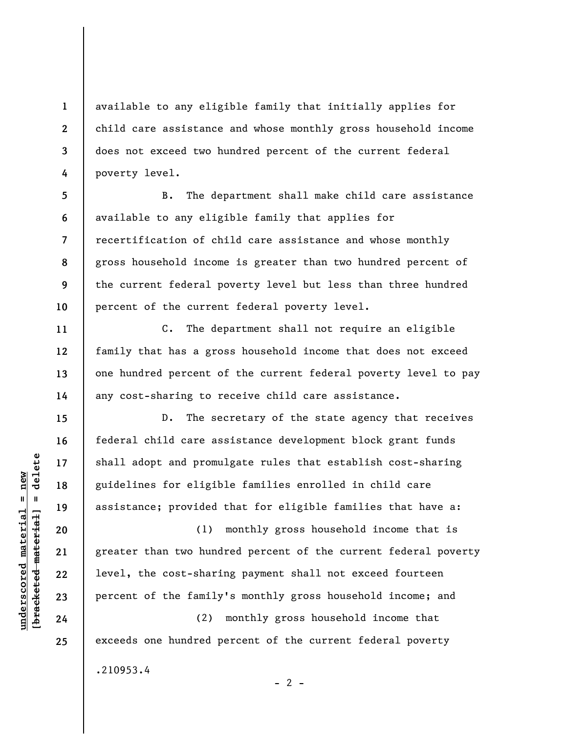available to any eligible family that initially applies for child care assistance and whose monthly gross household income does not exceed two hundred percent of the current federal poverty level.

B. The department shall make child care assistance available to any eligible family that applies for recertification of child care assistance and whose monthly gross household income is greater than two hundred percent of the current federal poverty level but less than three hundred percent of the current federal poverty level.

C. The department shall not require an eligible family that has a gross household income that does not exceed one hundred percent of the current federal poverty level to pay any cost-sharing to receive child care assistance.

D. The secretary of the state agency that receives federal child care assistance development block grant funds shall adopt and promulgate rules that establish cost-sharing guidelines for eligible families enrolled in child care assistance; provided that for eligible families that have a:

(1) monthly gross household income that is greater than two hundred percent of the current federal poverty level, the cost-sharing payment shall not exceed fourteen percent of the family's monthly gross household income; and

(2) monthly gross household income that exceeds one hundred percent of the current federal poverty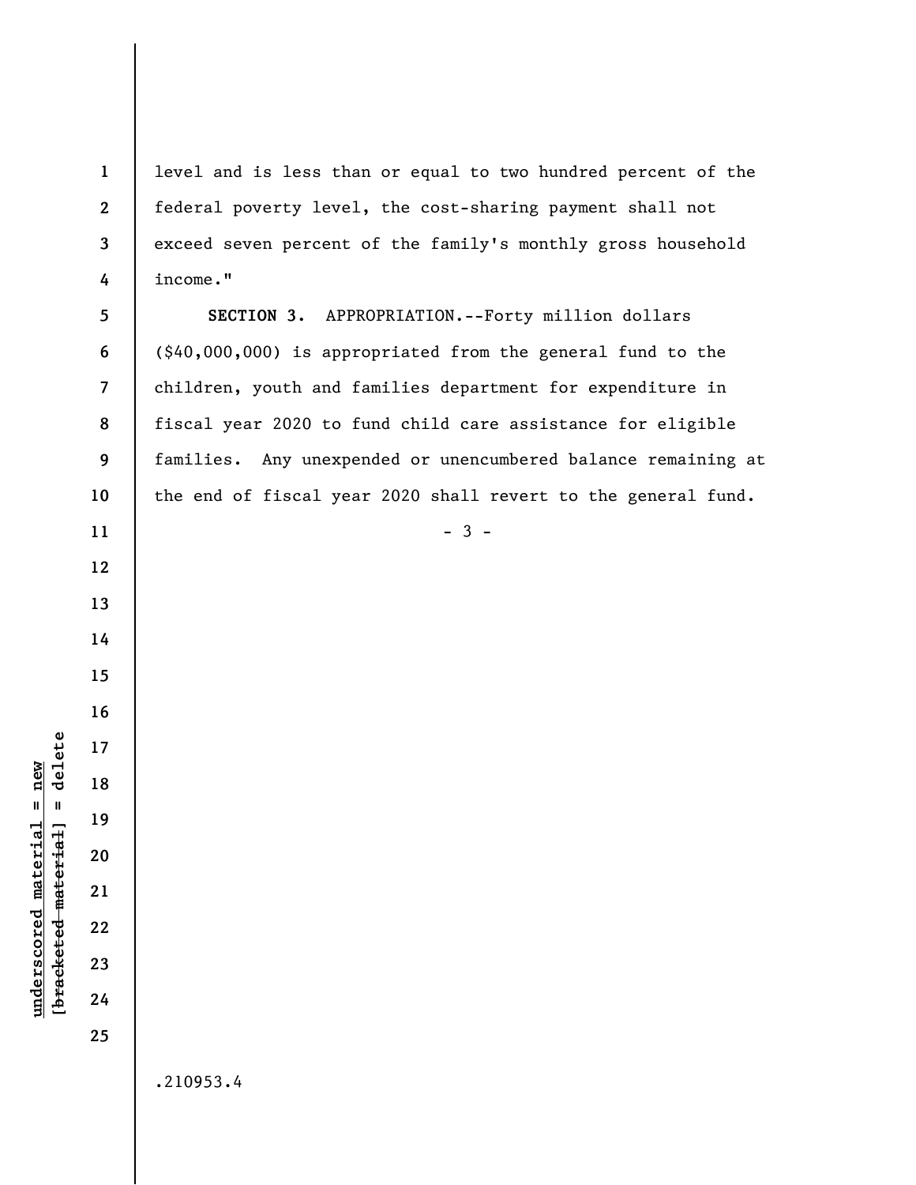level and is less than or equal to two hundred percent of the federal poverty level, the cost-sharing payment shall not exceed seven percent of the family's monthly gross household income."

**SECTION 3.** APPROPRIATION.--Forty million dollars ($40,000,000) is appropriated from the general fund to the children, youth and families department for expenditure in fiscal year 2020 to fund child care assistance for eligible families. Any unexpended or unencumbered balance remaining at the end of fiscal year 2020 shall revert to the general fund.

.210953.4